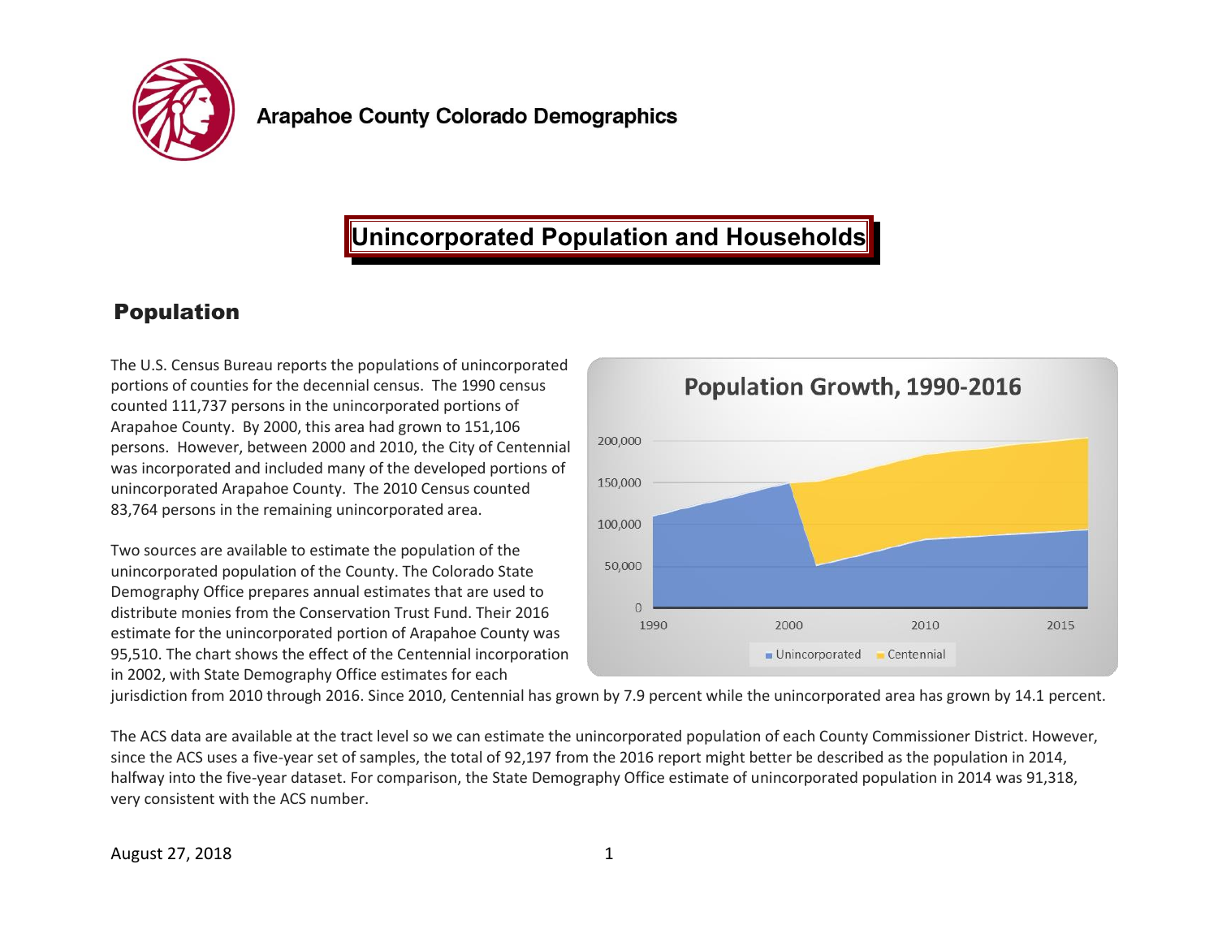Arapahoe County Colorado Demographics

# Unincorporated Population and Households

## Population

The U.S. Census Bureau reports the populations of unincorporated portions of counties for the decennial census. The 1990 census counted 111,737 persons in the unincorporated portions of Arapahoe County. By 2000, this area had grown to 151,106 persons. However, between 2000 and 2010, the City of Centennial was incorporated and included many of the developed portions of unincorporated Arapahoe County. The 2010 Census counted 83,764 persons in the remaining unincorporated area.

Two sources are available to estimate the population of the unincorporated population of the County. The Colorado State Demography Office prepares annual estimates that are used to distribute monies from the Conservation Trust Fund. Their 2016 estimate for the unincorporated portion of Arapahoe County was 95,510. The chart shows the effect of the Centennial incorporation in 2002, with State Demography Office estimates for each jurisdiction from 2010 through 2016. Since 2010, Centennial has grown by 7.9 percent while the unincorporated area has grown by 14.1 percent.

The ACS data are available at the tract level so we can estimate the unincorporated population of each County Commissioner District. However, since the ACS uses a five-year set of samples, the total of 92,197 from the 2016 report might better be described as the population in 2014, halfway into the five-year dataset. For comparison, the State Demography Office estimate of unincorporated population in 2014 was 91,318, very consistent with the ACS number.

August 27, 2018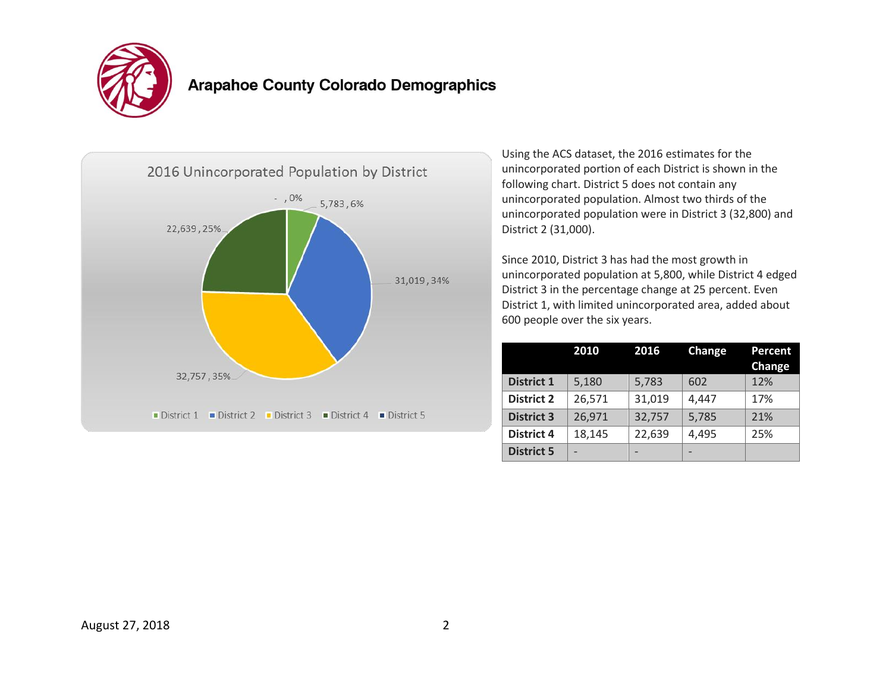# Arapahoe County Colorado Demographics

2016 Unincorporated Population by District

| District | Population | Percent |
|---|---|---|
| District 1 | 5,783 | 6% |
| District 2 | 31,019 | 34% |
| District 3 | 32,757 | 35% |
| District 4 | 22,639 | 25% |
| District 5 | - | 0% |

Using the ACS dataset, the 2016 estimates for the unincorporated portion of each District is shown in the following chart. District 5 does not contain any unincorporated population. Almost two thirds of the unincorporated population were in District 3 (32,800) and District 2 (31,000).

Since 2010, District 3 has had the most growth in unincorporated population at 5,800, while District 4 edged District 3 in the percentage change at 25 percent. Even District 1, with limited unincorporated area, added about 600 people over the six years.

| | 2010 | 2016 | Change | Percent Change |
|---|---|---|---|---|
| **District 1** | 5,180 | 5,783 | 602 | 12% |
| **District 2** | 26,571 | 31,019 | 4,447 | 17% |
| **District 3** | 26,971 | 32,757 | 5,785 | 21% |
| **District 4** | 18,145 | 22,639 | 4,495 | 25% |
| **District 5** | - | - | - | |

August 27, 2018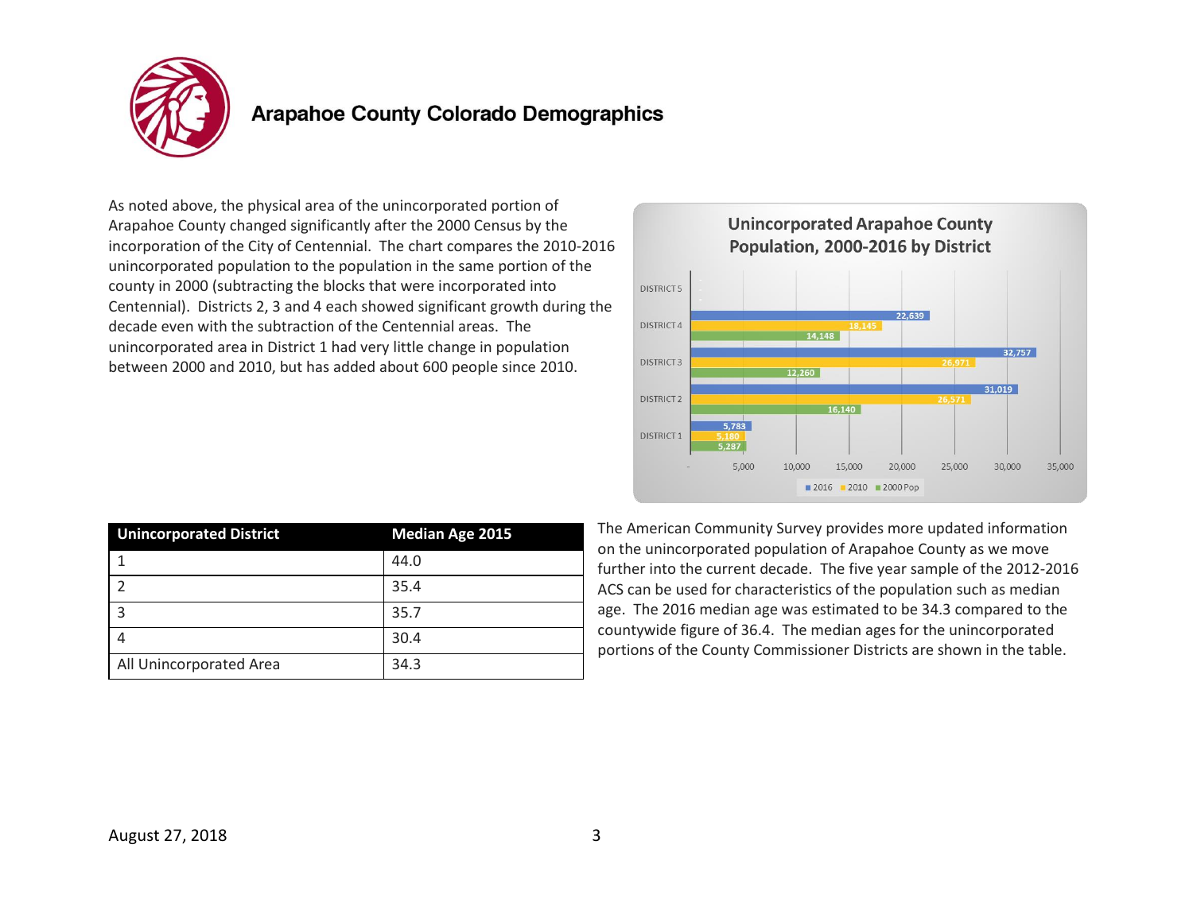# Arapahoe County Colorado Demographics

As noted above, the physical area of the unincorporated portion of Arapahoe County changed significantly after the 2000 Census by the incorporation of the City of Centennial. The chart compares the 2010-2016 unincorporated population to the population in the same portion of the county in 2000 (subtracting the blocks that were incorporated into Centennial). Districts 2, 3 and 4 each showed significant growth during the decade even with the subtraction of the Centennial areas. The unincorporated area in District 1 had very little change in population between 2000 and 2010, but has added about 600 people since 2010.

**Unincorporated Arapahoe County Population, 2000-2016 by District**

| District | 2016 | 2010 | 2000 Pop |
|---|---|---|---|
| District 5 | | | |
| District 4 | 22,639 | 18,145 | 14,148 |
| District 3 | 32,757 | 26,971 | 12,260 |
| District 2 | 31,019 | 26,571 | 16,140 |
| District 1 | 5,783 | 5,180 | 5,287 |

| Unincorporated District | Median Age 2015 |
|---|---|
| 1 | 44.0 |
| 2 | 35.4 |
| 3 | 35.7 |
| 4 | 30.4 |
| All Unincorporated Area | 34.3 |

The American Community Survey provides more updated information on the unincorporated population of Arapahoe County as we move further into the current decade. The five year sample of the 2012-2016 ACS can be used for characteristics of the population such as median age. The 2016 median age was estimated to be 34.3 compared to the countywide figure of 36.4. The median ages for the unincorporated portions of the County Commissioner Districts are shown in the table.

August 27, 2018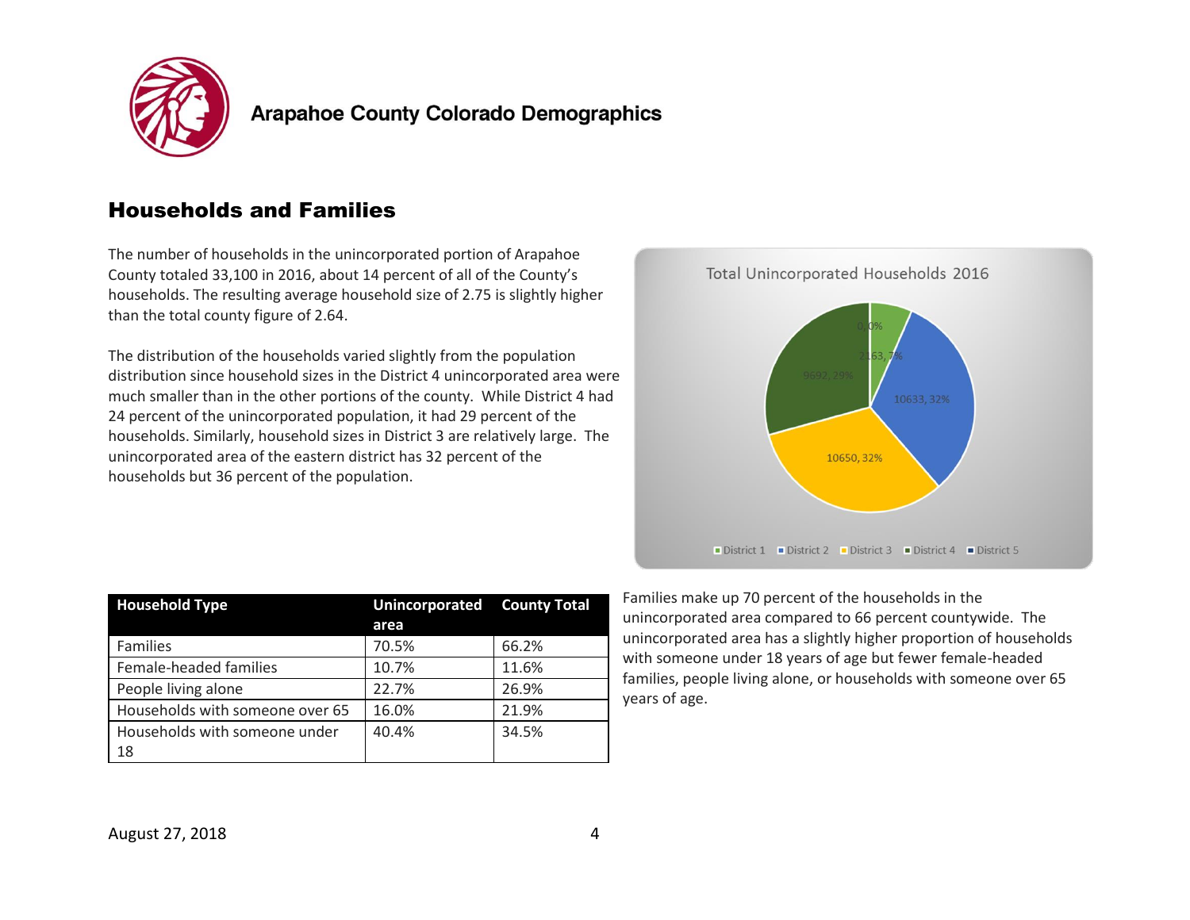# Arapahoe County Colorado Demographics

## Households and Families

The number of households in the unincorporated portion of Arapahoe County totaled 33,100 in 2016, about 14 percent of all of the County's households. The resulting average household size of 2.75 is slightly higher than the total county figure of 2.64.

The distribution of the households varied slightly from the population distribution since household sizes in the District 4 unincorporated area were much smaller than in the other portions of the county. While District 4 had 24 percent of the unincorporated population, it had 29 percent of the households. Similarly, household sizes in District 3 are relatively large. The unincorporated area of the eastern district has 32 percent of the households but 36 percent of the population.

Total Unincorporated Households 2016

0, 0%

2163, 7%

10633, 32%

10650, 32%

9692, 29%

District 1 District 2 District 3 District 4 District 5

| Household Type | Unincorporated area | County Total |
|---|---|---|
| Families | 70.5% | 66.2% |
| Female-headed families | 10.7% | 11.6% |
| People living alone | 22.7% | 26.9% |
| Households with someone over 65 | 16.0% | 21.9% |
| Households with someone under 18 | 40.4% | 34.5% |

Families make up 70 percent of the households in the unincorporated area compared to 66 percent countywide. The unincorporated area has a slightly higher proportion of households with someone under 18 years of age but fewer female-headed families, people living alone, or households with someone over 65 years of age.

August 27, 2018